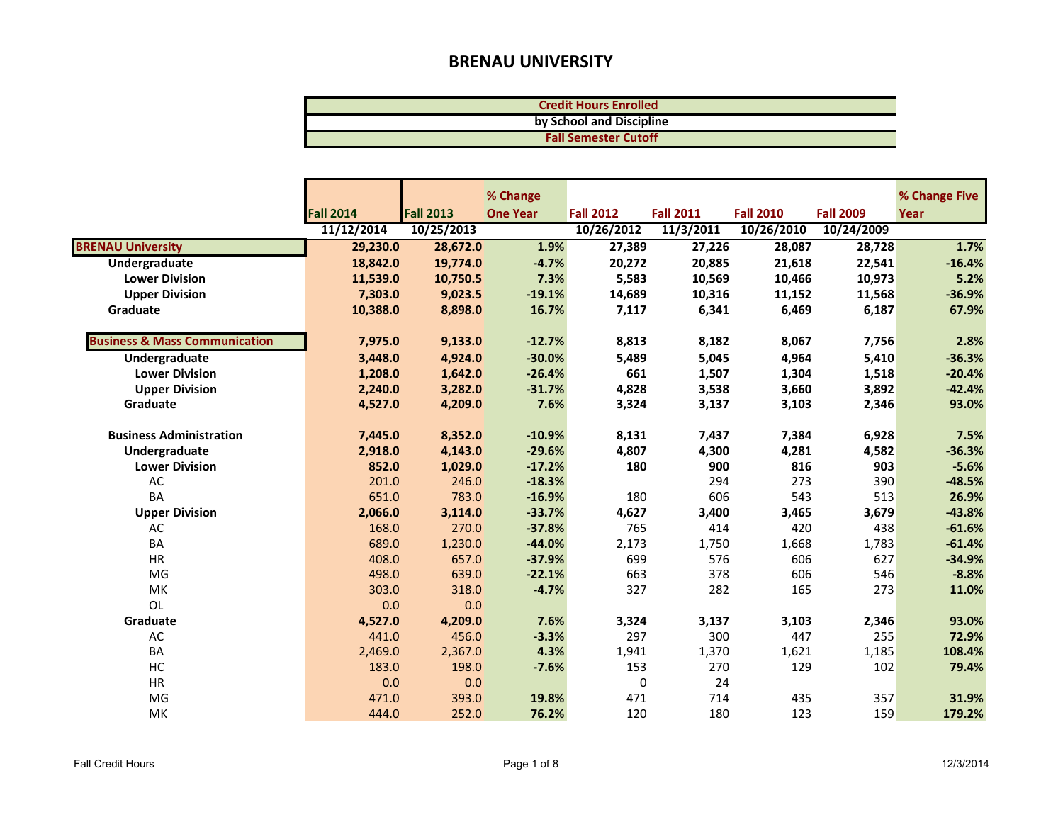# BRENAU UNIVERSITY

**Credit Hours Enrolled**
**by School and Discipline**
**Fall Semester Cutoff**

| | Fall 2014 | Fall 2013 | % Change One Year | Fall 2012 | Fall 2011 | Fall 2010 | Fall 2009 | % Change Five Year |
|---|---|---|---|---|---|---|---|---|
| | 11/12/2014 | 10/25/2013 | | 10/26/2012 | 11/3/2011 | 10/26/2010 | 10/24/2009 | |
| **BRENAU University** | **29,230.0** | **28,672.0** | **1.9%** | **27,389** | **27,226** | **28,087** | **28,728** | **1.7%** |
| **Undergraduate** | **18,842.0** | **19,774.0** | **-4.7%** | **20,272** | **20,885** | **21,618** | **22,541** | **-16.4%** |
| **Lower Division** | **11,539.0** | **10,750.5** | **7.3%** | **5,583** | **10,569** | **10,466** | **10,973** | **5.2%** |
| **Upper Division** | **7,303.0** | **9,023.5** | **-19.1%** | **14,689** | **10,316** | **11,152** | **11,568** | **-36.9%** |
| **Graduate** | **10,388.0** | **8,898.0** | **16.7%** | **7,117** | **6,341** | **6,469** | **6,187** | **67.9%** |
| | | | | | | | | |
| **Business & Mass Communication** | **7,975.0** | **9,133.0** | **-12.7%** | **8,813** | **8,182** | **8,067** | **7,756** | **2.8%** |
| **Undergraduate** | **3,448.0** | **4,924.0** | **-30.0%** | **5,489** | **5,045** | **4,964** | **5,410** | **-36.3%** |
| **Lower Division** | **1,208.0** | **1,642.0** | **-26.4%** | **661** | **1,507** | **1,304** | **1,518** | **-20.4%** |
| **Upper Division** | **2,240.0** | **3,282.0** | **-31.7%** | **4,828** | **3,538** | **3,660** | **3,892** | **-42.4%** |
| **Graduate** | **4,527.0** | **4,209.0** | **7.6%** | **3,324** | **3,137** | **3,103** | **2,346** | **93.0%** |
| | | | | | | | | |
| **Business Administration** | **7,445.0** | **8,352.0** | **-10.9%** | **8,131** | **7,437** | **7,384** | **6,928** | **7.5%** |
| **Undergraduate** | **2,918.0** | **4,143.0** | **-29.6%** | **4,807** | **4,300** | **4,281** | **4,582** | **-36.3%** |
| **Lower Division** | **852.0** | **1,029.0** | **-17.2%** | **180** | **900** | **816** | **903** | **-5.6%** |
| AC | 201.0 | 246.0 | **-18.3%** | | 294 | 273 | 390 | **-48.5%** |
| BA | 651.0 | 783.0 | **-16.9%** | 180 | 606 | 543 | 513 | **26.9%** |
| **Upper Division** | **2,066.0** | **3,114.0** | **-33.7%** | **4,627** | **3,400** | **3,465** | **3,679** | **-43.8%** |
| AC | 168.0 | 270.0 | **-37.8%** | 765 | 414 | 420 | 438 | **-61.6%** |
| BA | 689.0 | 1,230.0 | **-44.0%** | 2,173 | 1,750 | 1,668 | 1,783 | **-61.4%** |
| HR | 408.0 | 657.0 | **-37.9%** | 699 | 576 | 606 | 627 | **-34.9%** |
| MG | 498.0 | 639.0 | **-22.1%** | 663 | 378 | 606 | 546 | **-8.8%** |
| MK | 303.0 | 318.0 | **-4.7%** | 327 | 282 | 165 | 273 | **11.0%** |
| OL | 0.0 | 0.0 | | | | | | |
| **Graduate** | **4,527.0** | **4,209.0** | **7.6%** | **3,324** | **3,137** | **3,103** | **2,346** | **93.0%** |
| AC | 441.0 | 456.0 | **-3.3%** | 297 | 300 | 447 | 255 | **72.9%** |
| BA | 2,469.0 | 2,367.0 | **4.3%** | 1,941 | 1,370 | 1,621 | 1,185 | **108.4%** |
| HC | 183.0 | 198.0 | **-7.6%** | 153 | 270 | 129 | 102 | **79.4%** |
| HR | 0.0 | 0.0 | | 0 | 24 | | | |
| MG | 471.0 | 393.0 | **19.8%** | 471 | 714 | 435 | 357 | **31.9%** |
| MK | 444.0 | 252.0 | **76.2%** | 120 | 180 | 123 | 159 | **179.2%** |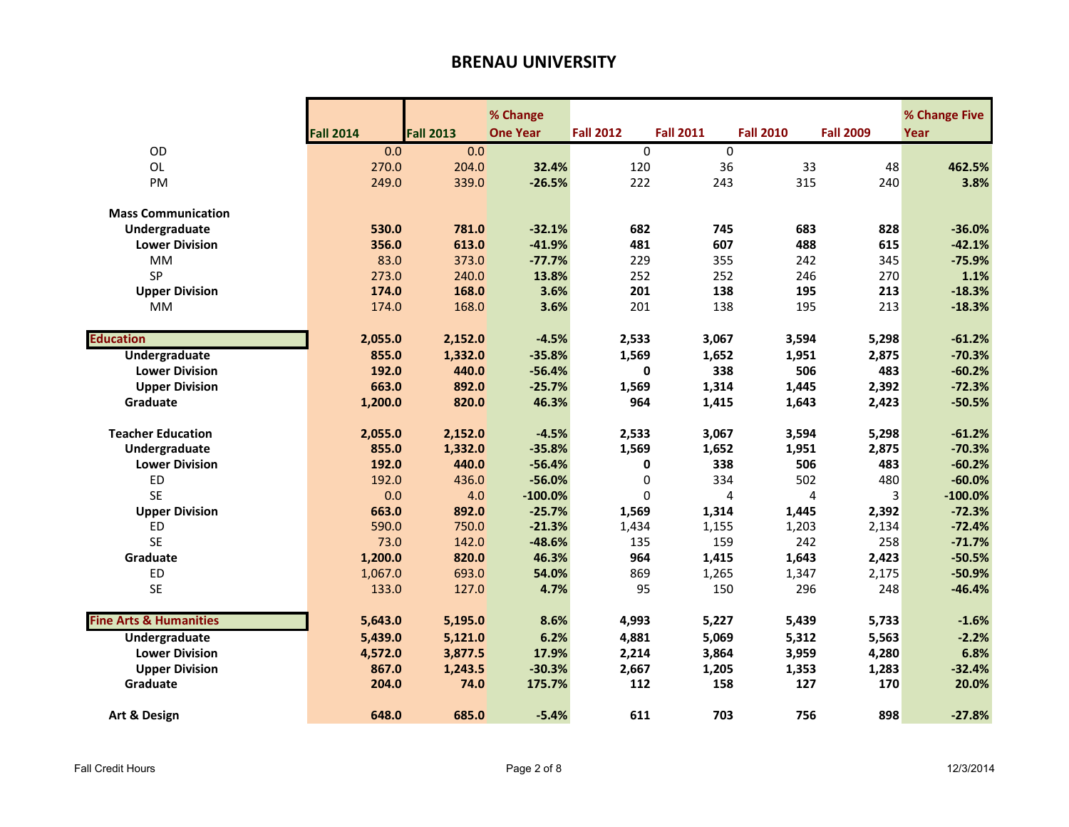# BRENAU UNIVERSITY

| | Fall 2014 | Fall 2013 | % Change One Year | Fall 2012 | Fall 2011 | Fall 2010 | Fall 2009 | % Change Five Year |
|---|---|---|---|---|---|---|---|---|
| OD | 0.0 | 0.0 | | 0 | 0 | | | |
| OL | 270.0 | 204.0 | **32.4%** | 120 | 36 | 33 | 48 | **462.5%** |
| PM | 249.0 | 339.0 | **-26.5%** | 222 | 243 | 315 | 240 | **3.8%** |
| | | | | | | | | |
| **Mass Communication** | | | | | | | | |
| **Undergraduate** | **530.0** | **781.0** | **-32.1%** | **682** | **745** | **683** | **828** | **-36.0%** |
| **Lower Division** | **356.0** | **613.0** | **-41.9%** | **481** | **607** | **488** | **615** | **-42.1%** |
| MM | 83.0 | 373.0 | **-77.7%** | 229 | 355 | 242 | 345 | **-75.9%** |
| SP | 273.0 | 240.0 | **13.8%** | 252 | 252 | 246 | 270 | **1.1%** |
| **Upper Division** | **174.0** | **168.0** | **3.6%** | **201** | **138** | **195** | **213** | **-18.3%** |
| MM | 174.0 | 168.0 | **3.6%** | 201 | 138 | 195 | 213 | **-18.3%** |
| | | | | | | | | |
| **Education** | **2,055.0** | **2,152.0** | **-4.5%** | **2,533** | **3,067** | **3,594** | **5,298** | **-61.2%** |
| **Undergraduate** | **855.0** | **1,332.0** | **-35.8%** | **1,569** | **1,652** | **1,951** | **2,875** | **-70.3%** |
| **Lower Division** | **192.0** | **440.0** | **-56.4%** | **0** | **338** | **506** | **483** | **-60.2%** |
| **Upper Division** | **663.0** | **892.0** | **-25.7%** | **1,569** | **1,314** | **1,445** | **2,392** | **-72.3%** |
| **Graduate** | **1,200.0** | **820.0** | **46.3%** | **964** | **1,415** | **1,643** | **2,423** | **-50.5%** |
| | | | | | | | | |
| **Teacher Education** | **2,055.0** | **2,152.0** | **-4.5%** | **2,533** | **3,067** | **3,594** | **5,298** | **-61.2%** |
| **Undergraduate** | **855.0** | **1,332.0** | **-35.8%** | **1,569** | **1,652** | **1,951** | **2,875** | **-70.3%** |
| **Lower Division** | **192.0** | **440.0** | **-56.4%** | **0** | **338** | **506** | **483** | **-60.2%** |
| ED | 192.0 | 436.0 | **-56.0%** | 0 | 334 | 502 | 480 | **-60.0%** |
| SE | 0.0 | 4.0 | **-100.0%** | 0 | 4 | 4 | 3 | **-100.0%** |
| **Upper Division** | **663.0** | **892.0** | **-25.7%** | **1,569** | **1,314** | **1,445** | **2,392** | **-72.3%** |
| ED | 590.0 | 750.0 | **-21.3%** | 1,434 | 1,155 | 1,203 | 2,134 | **-72.4%** |
| SE | 73.0 | 142.0 | **-48.6%** | 135 | 159 | 242 | 258 | **-71.7%** |
| **Graduate** | **1,200.0** | **820.0** | **46.3%** | **964** | **1,415** | **1,643** | **2,423** | **-50.5%** |
| ED | 1,067.0 | 693.0 | **54.0%** | 869 | 1,265 | 1,347 | 2,175 | **-50.9%** |
| SE | 133.0 | 127.0 | **4.7%** | 95 | 150 | 296 | 248 | **-46.4%** |
| | | | | | | | | |
| **Fine Arts & Humanities** | **5,643.0** | **5,195.0** | **8.6%** | **4,993** | **5,227** | **5,439** | **5,733** | **-1.6%** |
| **Undergraduate** | **5,439.0** | **5,121.0** | **6.2%** | **4,881** | **5,069** | **5,312** | **5,563** | **-2.2%** |
| **Lower Division** | **4,572.0** | **3,877.5** | **17.9%** | **2,214** | **3,864** | **3,959** | **4,280** | **6.8%** |
| **Upper Division** | **867.0** | **1,243.5** | **-30.3%** | **2,667** | **1,205** | **1,353** | **1,283** | **-32.4%** |
| **Graduate** | **204.0** | **74.0** | **175.7%** | **112** | **158** | **127** | **170** | **20.0%** |
| | | | | | | | | |
| **Art & Design** | **648.0** | **685.0** | **-5.4%** | **611** | **703** | **756** | **898** | **-27.8%** |

Fall Credit Hours

12/3/2014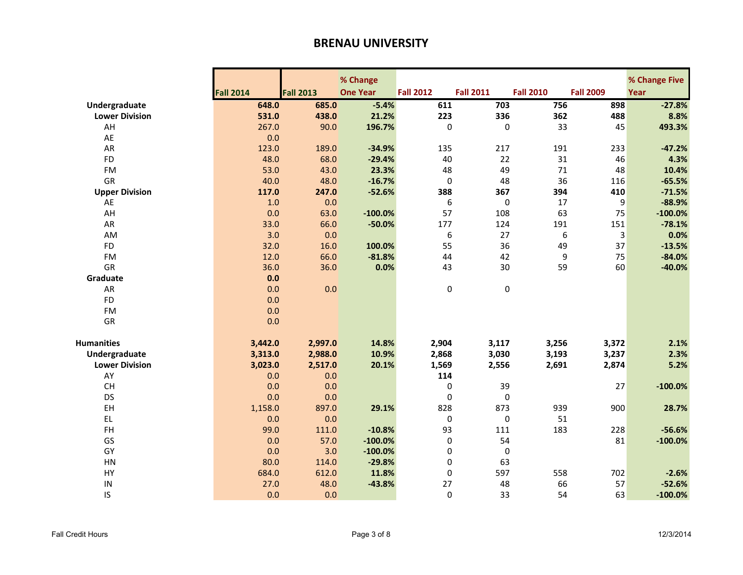# BRENAU UNIVERSITY

| | Fall 2014 | Fall 2013 | % Change One Year | Fall 2012 | Fall 2011 | Fall 2010 | Fall 2009 | % Change Five Year |
|---|---|---|---|---|---|---|---|---|
| **Undergraduate** | **648.0** | **685.0** | **-5.4%** | **611** | **703** | **756** | **898** | **-27.8%** |
| **Lower Division** | **531.0** | **438.0** | **21.2%** | **223** | **336** | **362** | **488** | **8.8%** |
| AH | 267.0 | 90.0 | **196.7%** | 0 | 0 | 33 | 45 | **493.3%** |
| AE | 0.0 | | | | | | | |
| AR | 123.0 | 189.0 | **-34.9%** | 135 | 217 | 191 | 233 | **-47.2%** |
| FD | 48.0 | 68.0 | **-29.4%** | 40 | 22 | 31 | 46 | **4.3%** |
| FM | 53.0 | 43.0 | **23.3%** | 48 | 49 | 71 | 48 | **10.4%** |
| GR | 40.0 | 48.0 | **-16.7%** | 0 | 48 | 36 | 116 | **-65.5%** |
| **Upper Division** | **117.0** | **247.0** | **-52.6%** | **388** | **367** | **394** | **410** | **-71.5%** |
| AE | 1.0 | 0.0 | | 6 | 0 | 17 | 9 | **-88.9%** |
| AH | 0.0 | 63.0 | **-100.0%** | 57 | 108 | 63 | 75 | **-100.0%** |
| AR | 33.0 | 66.0 | **-50.0%** | 177 | 124 | 191 | 151 | **-78.1%** |
| AM | 3.0 | 0.0 | | 6 | 27 | 6 | 3 | **0.0%** |
| FD | 32.0 | 16.0 | **100.0%** | 55 | 36 | 49 | 37 | **-13.5%** |
| FM | 12.0 | 66.0 | **-81.8%** | 44 | 42 | 9 | 75 | **-84.0%** |
| GR | 36.0 | 36.0 | **0.0%** | 43 | 30 | 59 | 60 | **-40.0%** |
| **Graduate** | **0.0** | | | | | | | |
| AR | 0.0 | 0.0 | | 0 | 0 | | | |
| FD | 0.0 | | | | | | | |
| FM | 0.0 | | | | | | | |
| GR | 0.0 | | | | | | | |
| | | | | | | | | |
| **Humanities** | **3,442.0** | **2,997.0** | **14.8%** | **2,904** | **3,117** | **3,256** | **3,372** | **2.1%** |
| **Undergraduate** | **3,313.0** | **2,988.0** | **10.9%** | **2,868** | **3,030** | **3,193** | **3,237** | **2.3%** |
| **Lower Division** | **3,023.0** | **2,517.0** | **20.1%** | **1,569** | **2,556** | **2,691** | **2,874** | **5.2%** |
| AY | 0.0 | 0.0 | | **114** | | | | |
| CH | 0.0 | 0.0 | | 0 | 39 | | 27 | **-100.0%** |
| DS | 0.0 | 0.0 | | 0 | 0 | | | |
| EH | 1,158.0 | 897.0 | **29.1%** | 828 | 873 | 939 | 900 | **28.7%** |
| EL | 0.0 | 0.0 | | 0 | 0 | 51 | | |
| FH | 99.0 | 111.0 | **-10.8%** | 93 | 111 | 183 | 228 | **-56.6%** |
| GS | 0.0 | 57.0 | **-100.0%** | 0 | 54 | | 81 | **-100.0%** |
| GY | 0.0 | 3.0 | **-100.0%** | 0 | 0 | | | |
| HN | 80.0 | 114.0 | **-29.8%** | 0 | 63 | | | |
| HY | 684.0 | 612.0 | **11.8%** | 0 | 597 | 558 | 702 | **-2.6%** |
| IN | 27.0 | 48.0 | **-43.8%** | 27 | 48 | 66 | 57 | **-52.6%** |
| IS | 0.0 | 0.0 | | 0 | 33 | 54 | 63 | **-100.0%** |

Fall Credit Hours

12/3/2014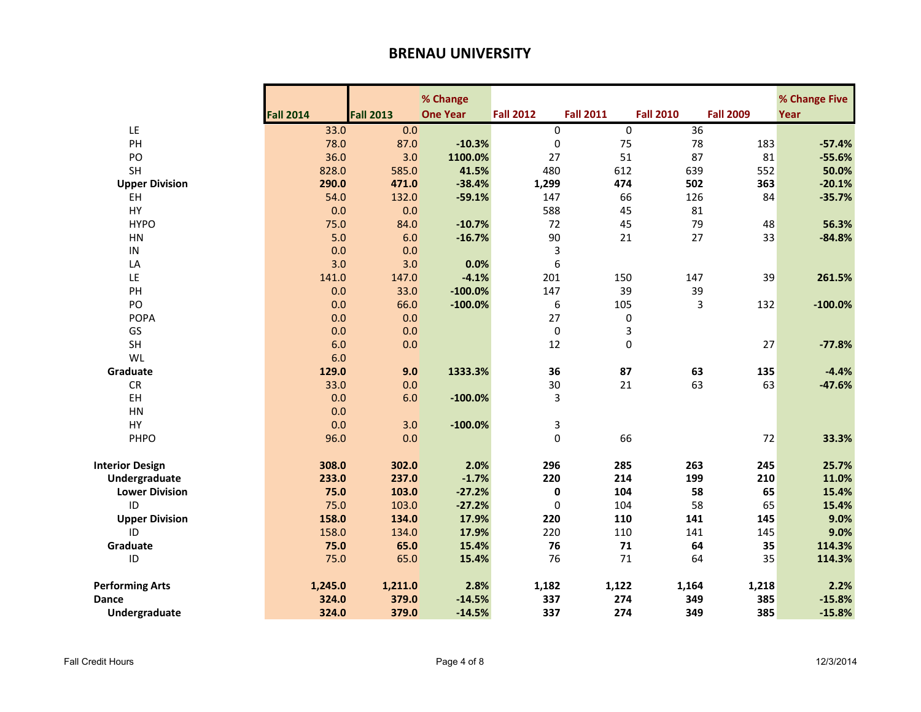# BRENAU UNIVERSITY

| | Fall 2014 | Fall 2013 | % Change One Year | Fall 2012 | Fall 2011 | Fall 2010 | Fall 2009 | % Change Five Year |
|---|---|---|---|---|---|---|---|---|
| LE | 33.0 | 0.0 | | 0 | 0 | 36 | | |
| PH | 78.0 | 87.0 | **-10.3%** | 0 | 75 | 78 | 183 | **-57.4%** |
| PO | 36.0 | 3.0 | **1100.0%** | 27 | 51 | 87 | 81 | **-55.6%** |
| SH | 828.0 | 585.0 | **41.5%** | 480 | 612 | 639 | 552 | **50.0%** |
| **Upper Division** | **290.0** | **471.0** | **-38.4%** | **1,299** | **474** | **502** | **363** | **-20.1%** |
| EH | 54.0 | 132.0 | **-59.1%** | 147 | 66 | 126 | 84 | **-35.7%** |
| HY | 0.0 | 0.0 | | 588 | 45 | 81 | | |
| HYPO | 75.0 | 84.0 | **-10.7%** | 72 | 45 | 79 | 48 | **56.3%** |
| HN | 5.0 | 6.0 | **-16.7%** | 90 | 21 | 27 | 33 | **-84.8%** |
| IN | 0.0 | 0.0 | | 3 | | | | |
| LA | 3.0 | 3.0 | **0.0%** | 6 | | | | |
| LE | 141.0 | 147.0 | **-4.1%** | 201 | 150 | 147 | 39 | **261.5%** |
| PH | 0.0 | 33.0 | **-100.0%** | 147 | 39 | 39 | | |
| PO | 0.0 | 66.0 | **-100.0%** | 6 | 105 | 3 | 132 | **-100.0%** |
| POPA | 0.0 | 0.0 | | 27 | 0 | | | |
| GS | 0.0 | 0.0 | | 0 | 3 | | | |
| SH | 6.0 | 0.0 | | 12 | 0 | | 27 | **-77.8%** |
| WL | 6.0 | | | | | | | |
| **Graduate** | **129.0** | **9.0** | **1333.3%** | **36** | **87** | **63** | **135** | **-4.4%** |
| CR | 33.0 | 0.0 | | 30 | 21 | 63 | 63 | **-47.6%** |
| EH | 0.0 | 6.0 | **-100.0%** | 3 | | | | |
| HN | 0.0 | | | | | | | |
| HY | 0.0 | 3.0 | **-100.0%** | 3 | | | | |
| PHPO | 96.0 | 0.0 | | 0 | 66 | | 72 | **33.3%** |
| | | | | | | | | |
| **Interior Design** | **308.0** | **302.0** | **2.0%** | **296** | **285** | **263** | **245** | **25.7%** |
| **Undergraduate** | **233.0** | **237.0** | **-1.7%** | **220** | **214** | **199** | **210** | **11.0%** |
| **Lower Division** | **75.0** | **103.0** | **-27.2%** | **0** | **104** | **58** | **65** | **15.4%** |
| ID | 75.0 | 103.0 | **-27.2%** | 0 | 104 | 58 | 65 | **15.4%** |
| **Upper Division** | **158.0** | **134.0** | **17.9%** | **220** | **110** | **141** | **145** | **9.0%** |
| ID | 158.0 | 134.0 | **17.9%** | 220 | 110 | 141 | 145 | **9.0%** |
| **Graduate** | **75.0** | **65.0** | **15.4%** | **76** | **71** | **64** | **35** | **114.3%** |
| ID | 75.0 | 65.0 | **15.4%** | 76 | 71 | 64 | 35 | **114.3%** |
| | | | | | | | | |
| **Performing Arts** | **1,245.0** | **1,211.0** | **2.8%** | **1,182** | **1,122** | **1,164** | **1,218** | **2.2%** |
| **Dance** | **324.0** | **379.0** | **-14.5%** | **337** | **274** | **349** | **385** | **-15.8%** |
| **Undergraduate** | **324.0** | **379.0** | **-14.5%** | **337** | **274** | **349** | **385** | **-15.8%** |

Fall Credit Hours — 12/3/2014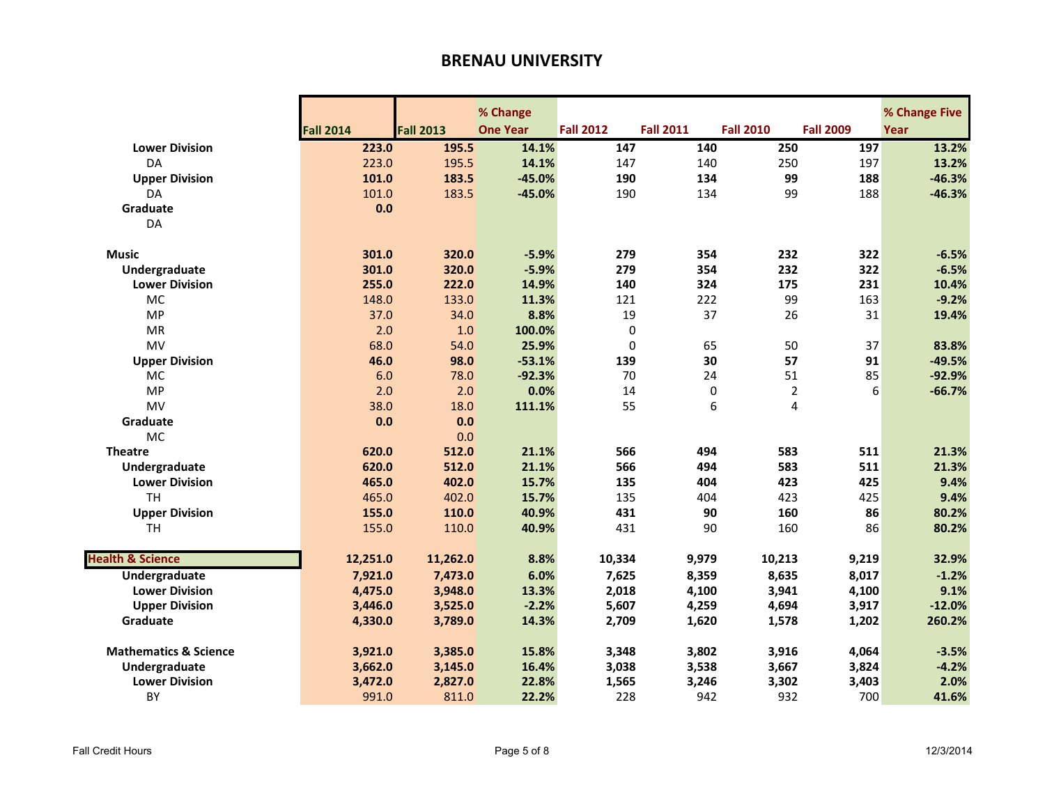# BRENAU UNIVERSITY

| | Fall 2014 | Fall 2013 | % Change One Year | Fall 2012 | Fall 2011 | Fall 2010 | Fall 2009 | % Change Five Year |
|---|---|---|---|---|---|---|---|---|
| **Lower Division** | **223.0** | **195.5** | **14.1%** | **147** | **140** | **250** | **197** | **13.2%** |
| DA | 223.0 | 195.5 | **14.1%** | 147 | 140 | 250 | 197 | **13.2%** |
| **Upper Division** | **101.0** | **183.5** | **-45.0%** | **190** | **134** | **99** | **188** | **-46.3%** |
| DA | 101.0 | 183.5 | **-45.0%** | 190 | 134 | 99 | 188 | **-46.3%** |
| **Graduate** | **0.0** | | | | | | | |
| DA | | | | | | | | |
| | | | | | | | | |
| **Music** | **301.0** | **320.0** | **-5.9%** | **279** | **354** | **232** | **322** | **-6.5%** |
| **Undergraduate** | **301.0** | **320.0** | **-5.9%** | **279** | **354** | **232** | **322** | **-6.5%** |
| **Lower Division** | **255.0** | **222.0** | **14.9%** | **140** | **324** | **175** | **231** | **10.4%** |
| MC | 148.0 | 133.0 | **11.3%** | 121 | 222 | 99 | 163 | **-9.2%** |
| MP | 37.0 | 34.0 | **8.8%** | 19 | 37 | 26 | 31 | **19.4%** |
| MR | 2.0 | 1.0 | **100.0%** | 0 | | | | |
| MV | 68.0 | 54.0 | **25.9%** | 0 | 65 | 50 | 37 | **83.8%** |
| **Upper Division** | **46.0** | **98.0** | **-53.1%** | **139** | **30** | **57** | **91** | **-49.5%** |
| MC | 6.0 | 78.0 | **-92.3%** | 70 | 24 | 51 | 85 | **-92.9%** |
| MP | 2.0 | 2.0 | **0.0%** | 14 | 0 | 2 | 6 | **-66.7%** |
| MV | 38.0 | 18.0 | **111.1%** | 55 | 6 | 4 | | |
| **Graduate** | **0.0** | **0.0** | | | | | | |
| MC | | 0.0 | | | | | | |
| **Theatre** | **620.0** | **512.0** | **21.1%** | **566** | **494** | **583** | **511** | **21.3%** |
| **Undergraduate** | **620.0** | **512.0** | **21.1%** | **566** | **494** | **583** | **511** | **21.3%** |
| **Lower Division** | **465.0** | **402.0** | **15.7%** | **135** | **404** | **423** | **425** | **9.4%** |
| TH | 465.0 | 402.0 | **15.7%** | 135 | 404 | 423 | 425 | **9.4%** |
| **Upper Division** | **155.0** | **110.0** | **40.9%** | **431** | **90** | **160** | **86** | **80.2%** |
| TH | 155.0 | 110.0 | **40.9%** | 431 | 90 | 160 | 86 | **80.2%** |
| | | | | | | | | |
| **Health & Science** | **12,251.0** | **11,262.0** | **8.8%** | **10,334** | **9,979** | **10,213** | **9,219** | **32.9%** |
| **Undergraduate** | **7,921.0** | **7,473.0** | **6.0%** | **7,625** | **8,359** | **8,635** | **8,017** | **-1.2%** |
| **Lower Division** | **4,475.0** | **3,948.0** | **13.3%** | **2,018** | **4,100** | **3,941** | **4,100** | **9.1%** |
| **Upper Division** | **3,446.0** | **3,525.0** | **-2.2%** | **5,607** | **4,259** | **4,694** | **3,917** | **-12.0%** |
| **Graduate** | **4,330.0** | **3,789.0** | **14.3%** | **2,709** | **1,620** | **1,578** | **1,202** | **260.2%** |
| | | | | | | | | |
| **Mathematics & Science** | **3,921.0** | **3,385.0** | **15.8%** | **3,348** | **3,802** | **3,916** | **4,064** | **-3.5%** |
| **Undergraduate** | **3,662.0** | **3,145.0** | **16.4%** | **3,038** | **3,538** | **3,667** | **3,824** | **-4.2%** |
| **Lower Division** | **3,472.0** | **2,827.0** | **22.8%** | **1,565** | **3,246** | **3,302** | **3,403** | **2.0%** |
| BY | 991.0 | 811.0 | **22.2%** | 228 | 942 | 932 | 700 | **41.6%** |

Fall Credit Hours

12/3/2014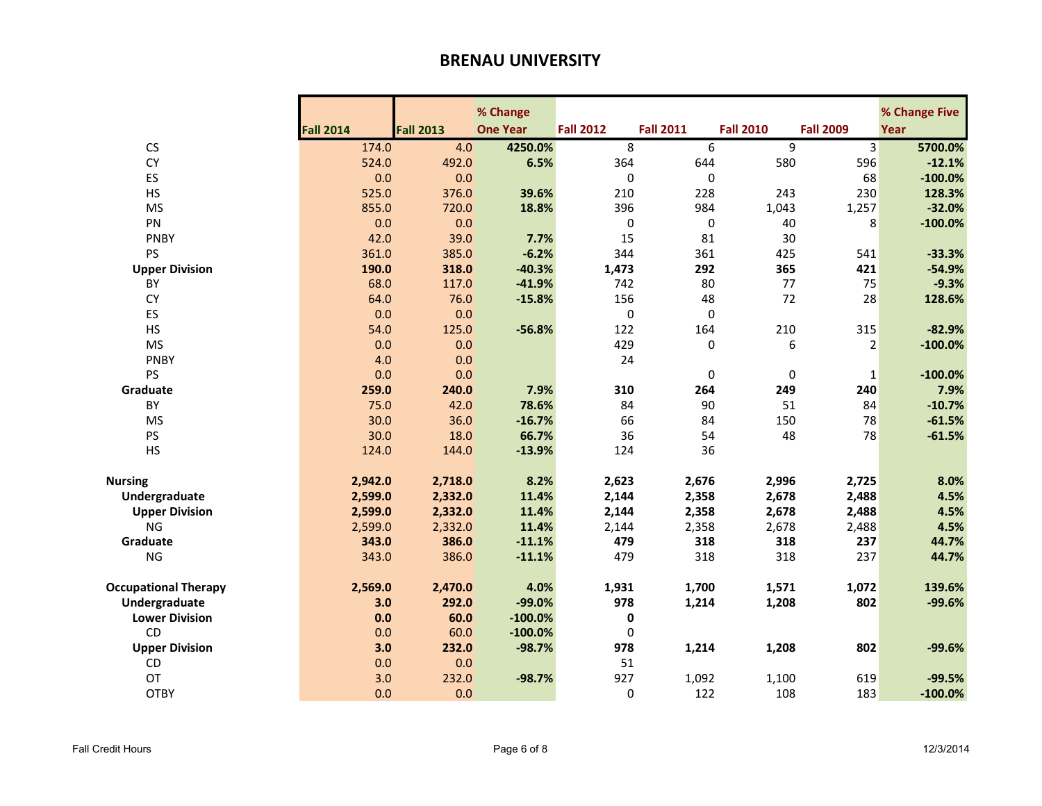# BRENAU UNIVERSITY

| | Fall 2014 | Fall 2013 | % Change One Year | Fall 2012 | Fall 2011 | Fall 2010 | Fall 2009 | % Change Five Year |
|---|---|---|---|---|---|---|---|---|
| CS | 174.0 | 4.0 | **4250.0%** | 8 | 6 | 9 | 3 | **5700.0%** |
| CY | 524.0 | 492.0 | **6.5%** | 364 | 644 | 580 | 596 | **-12.1%** |
| ES | 0.0 | 0.0 | | 0 | 0 | | 68 | **-100.0%** |
| HS | 525.0 | 376.0 | **39.6%** | 210 | 228 | 243 | 230 | **128.3%** |
| MS | 855.0 | 720.0 | **18.8%** | 396 | 984 | 1,043 | 1,257 | **-32.0%** |
| PN | 0.0 | 0.0 | | 0 | 0 | 40 | 8 | **-100.0%** |
| PNBY | 42.0 | 39.0 | **7.7%** | 15 | 81 | 30 | | |
| PS | 361.0 | 385.0 | **-6.2%** | 344 | 361 | 425 | 541 | **-33.3%** |
| **Upper Division** | **190.0** | **318.0** | **-40.3%** | **1,473** | **292** | **365** | **421** | **-54.9%** |
| BY | 68.0 | 117.0 | **-41.9%** | 742 | 80 | 77 | 75 | **-9.3%** |
| CY | 64.0 | 76.0 | **-15.8%** | 156 | 48 | 72 | 28 | **128.6%** |
| ES | 0.0 | 0.0 | | 0 | 0 | | | |
| HS | 54.0 | 125.0 | **-56.8%** | 122 | 164 | 210 | 315 | **-82.9%** |
| MS | 0.0 | 0.0 | | 429 | 0 | 6 | 2 | **-100.0%** |
| PNBY | 4.0 | 0.0 | | 24 | | | | |
| PS | 0.0 | 0.0 | | | 0 | 0 | 1 | **-100.0%** |
| **Graduate** | **259.0** | **240.0** | **7.9%** | **310** | **264** | **249** | **240** | **7.9%** |
| BY | 75.0 | 42.0 | **78.6%** | 84 | 90 | 51 | 84 | **-10.7%** |
| MS | 30.0 | 36.0 | **-16.7%** | 66 | 84 | 150 | 78 | **-61.5%** |
| PS | 30.0 | 18.0 | **66.7%** | 36 | 54 | 48 | 78 | **-61.5%** |
| HS | 124.0 | 144.0 | **-13.9%** | 124 | 36 | | | |
| | | | | | | | | |
| **Nursing** | **2,942.0** | **2,718.0** | **8.2%** | **2,623** | **2,676** | **2,996** | **2,725** | **8.0%** |
| **Undergraduate** | **2,599.0** | **2,332.0** | **11.4%** | **2,144** | **2,358** | **2,678** | **2,488** | **4.5%** |
| **Upper Division** | **2,599.0** | **2,332.0** | **11.4%** | **2,144** | **2,358** | **2,678** | **2,488** | **4.5%** |
| NG | 2,599.0 | 2,332.0 | **11.4%** | 2,144 | 2,358 | 2,678 | 2,488 | **4.5%** |
| **Graduate** | **343.0** | **386.0** | **-11.1%** | **479** | **318** | **318** | **237** | **44.7%** |
| NG | 343.0 | 386.0 | **-11.1%** | 479 | 318 | 318 | 237 | **44.7%** |
| | | | | | | | | |
| **Occupational Therapy** | **2,569.0** | **2,470.0** | **4.0%** | **1,931** | **1,700** | **1,571** | **1,072** | **139.6%** |
| **Undergraduate** | **3.0** | **292.0** | **-99.0%** | **978** | **1,214** | **1,208** | **802** | **-99.6%** |
| **Lower Division** | **0.0** | **60.0** | **-100.0%** | **0** | | | | |
| CD | 0.0 | 60.0 | **-100.0%** | 0 | | | | |
| **Upper Division** | **3.0** | **232.0** | **-98.7%** | **978** | **1,214** | **1,208** | **802** | **-99.6%** |
| CD | 0.0 | 0.0 | | 51 | | | | |
| OT | 3.0 | 232.0 | **-98.7%** | 927 | 1,092 | 1,100 | 619 | **-99.5%** |
| OTBY | 0.0 | 0.0 | | 0 | 122 | 108 | 183 | **-100.0%** |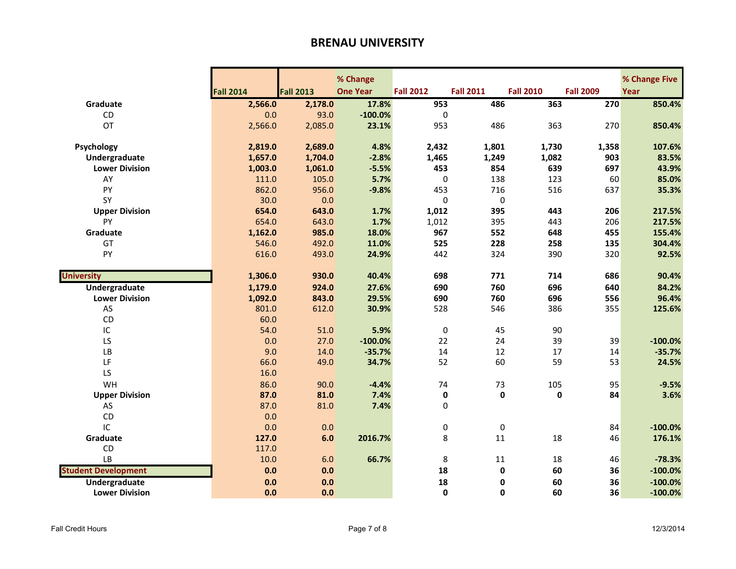# BRENAU UNIVERSITY

| | Fall 2014 | Fall 2013 | % Change One Year | Fall 2012 | Fall 2011 | Fall 2010 | Fall 2009 | % Change Five Year |
|---|---|---|---|---|---|---|---|---|
| **Graduate** | **2,566.0** | **2,178.0** | **17.8%** | **953** | **486** | **363** | **270** | **850.4%** |
| CD | 0.0 | 93.0 | **-100.0%** | 0 | | | | |
| OT | 2,566.0 | 2,085.0 | **23.1%** | 953 | 486 | 363 | 270 | **850.4%** |
| | | | | | | | | |
| **Psychology** | **2,819.0** | **2,689.0** | **4.8%** | **2,432** | **1,801** | **1,730** | **1,358** | **107.6%** |
| **Undergraduate** | **1,657.0** | **1,704.0** | **-2.8%** | **1,465** | **1,249** | **1,082** | **903** | **83.5%** |
| **Lower Division** | **1,003.0** | **1,061.0** | **-5.5%** | **453** | **854** | **639** | **697** | **43.9%** |
| AY | 111.0 | 105.0 | **5.7%** | 0 | 138 | 123 | 60 | **85.0%** |
| PY | 862.0 | 956.0 | **-9.8%** | 453 | 716 | 516 | 637 | **35.3%** |
| SY | 30.0 | 0.0 | | 0 | 0 | | | |
| **Upper Division** | **654.0** | **643.0** | **1.7%** | **1,012** | **395** | **443** | **206** | **217.5%** |
| PY | 654.0 | 643.0 | **1.7%** | 1,012 | 395 | 443 | 206 | **217.5%** |
| **Graduate** | **1,162.0** | **985.0** | **18.0%** | **967** | **552** | **648** | **455** | **155.4%** |
| GT | 546.0 | 492.0 | **11.0%** | **525** | **228** | **258** | **135** | **304.4%** |
| PY | 616.0 | 493.0 | **24.9%** | 442 | 324 | 390 | 320 | **92.5%** |
| | | | | | | | | |
| **University** | **1,306.0** | **930.0** | **40.4%** | **698** | **771** | **714** | **686** | **90.4%** |
| **Undergraduate** | **1,179.0** | **924.0** | **27.6%** | **690** | **760** | **696** | **640** | **84.2%** |
| **Lower Division** | **1,092.0** | **843.0** | **29.5%** | **690** | **760** | **696** | **556** | **96.4%** |
| AS | 801.0 | 612.0 | **30.9%** | 528 | 546 | 386 | 355 | **125.6%** |
| CD | 60.0 | | | | | | | |
| IC | 54.0 | 51.0 | **5.9%** | 0 | 45 | 90 | | |
| LS | 0.0 | 27.0 | **-100.0%** | 22 | 24 | 39 | 39 | **-100.0%** |
| LB | 9.0 | 14.0 | **-35.7%** | 14 | 12 | 17 | 14 | **-35.7%** |
| LF | 66.0 | 49.0 | **34.7%** | 52 | 60 | 59 | 53 | **24.5%** |
| LS | 16.0 | | | | | | | |
| WH | 86.0 | 90.0 | **-4.4%** | 74 | 73 | 105 | 95 | **-9.5%** |
| **Upper Division** | **87.0** | **81.0** | **7.4%** | **0** | **0** | **0** | **84** | **3.6%** |
| AS | 87.0 | 81.0 | **7.4%** | 0 | | | | |
| CD | 0.0 | | | | | | | |
| IC | 0.0 | 0.0 | | 0 | 0 | | 84 | **-100.0%** |
| **Graduate** | **127.0** | **6.0** | **2016.7%** | 8 | 11 | 18 | 46 | **176.1%** |
| CD | 117.0 | | | | | | | |
| LB | 10.0 | 6.0 | **66.7%** | 8 | 11 | 18 | 46 | **-78.3%** |
| **Student Development** | **0.0** | **0.0** | | **18** | **0** | **60** | **36** | **-100.0%** |
| **Undergraduate** | **0.0** | **0.0** | | **18** | **0** | **60** | **36** | **-100.0%** |
| **Lower Division** | **0.0** | **0.0** | | **0** | **0** | **60** | **36** | **-100.0%** |

Fall Credit Hours　　12/3/2014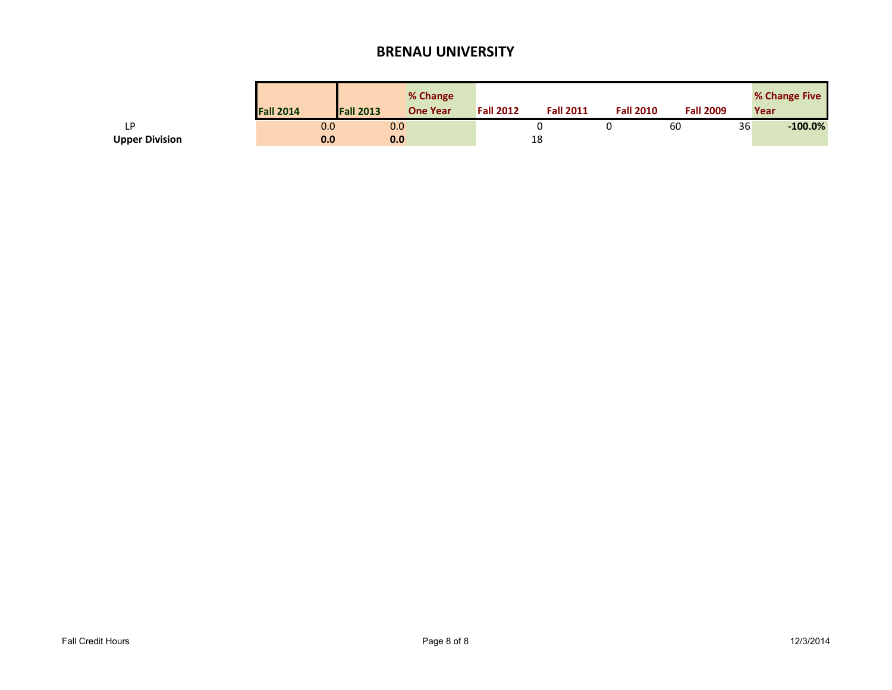# BRENAU UNIVERSITY

| | Fall 2014 | Fall 2013 | % Change One Year | Fall 2012 | Fall 2011 | Fall 2010 | Fall 2009 | % Change Five Year |
|---|---|---|---|---|---|---|---|---|
| LP | 0.0 | 0.0 | | 0 | 0 | 60 | 36 | **-100.0%** |
| **Upper Division** | **0.0** | **0.0** | | 18 | | | | |